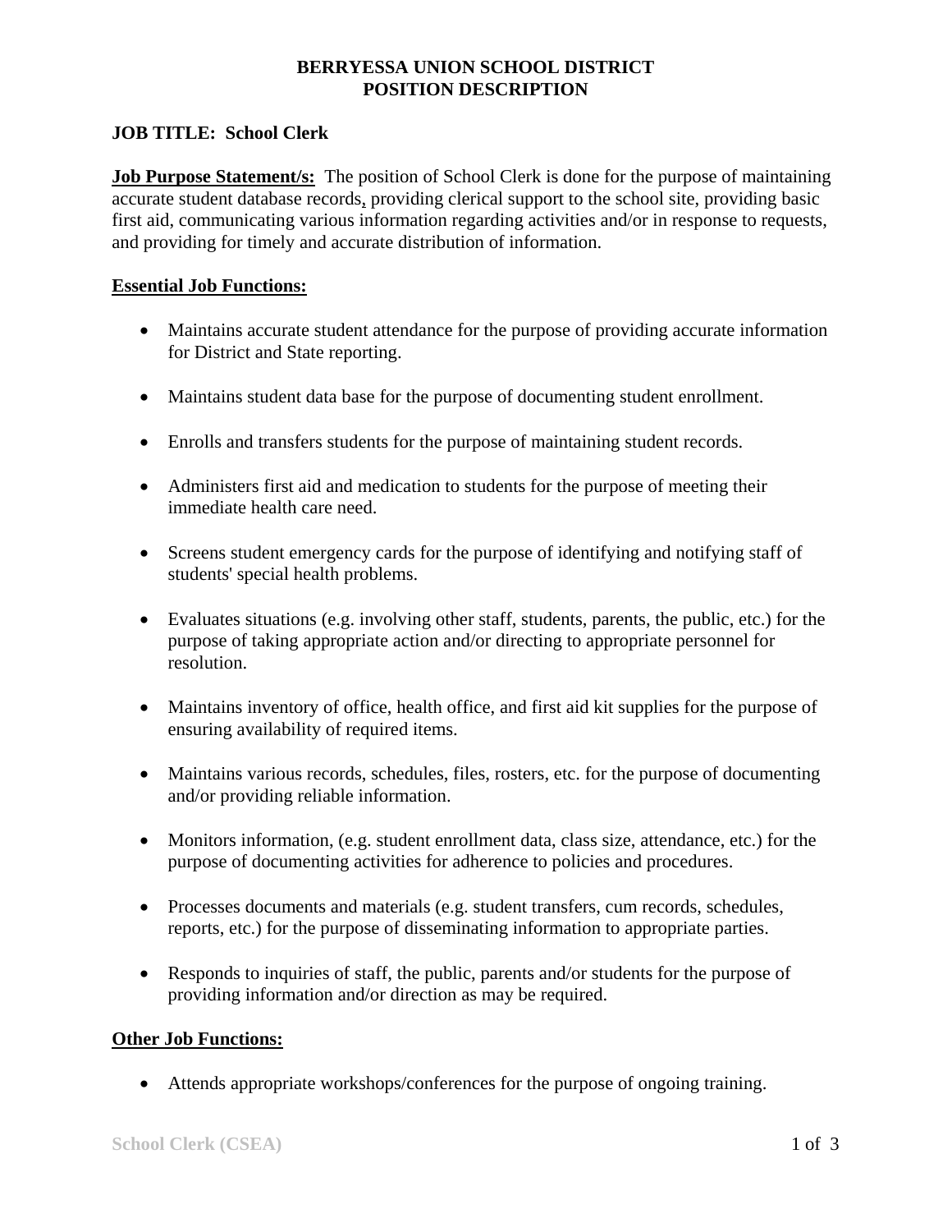**BERRYESSA UNION SCHOOL DISTRICT**
**POSITION DESCRIPTION**

**JOB TITLE: School Clerk**

**Job Purpose Statement/s:** The position of School Clerk is done for the purpose of maintaining accurate student database records, providing clerical support to the school site, providing basic first aid, communicating various information regarding activities and/or in response to requests, and providing for timely and accurate distribution of information.

**Essential Job Functions:**

- Maintains accurate student attendance for the purpose of providing accurate information for District and State reporting.
- Maintains student data base for the purpose of documenting student enrollment.
- Enrolls and transfers students for the purpose of maintaining student records.
- Administers first aid and medication to students for the purpose of meeting their immediate health care need.
- Screens student emergency cards for the purpose of identifying and notifying staff of students' special health problems.
- Evaluates situations (e.g. involving other staff, students, parents, the public, etc.) for the purpose of taking appropriate action and/or directing to appropriate personnel for resolution.
- Maintains inventory of office, health office, and first aid kit supplies for the purpose of ensuring availability of required items.
- Maintains various records, schedules, files, rosters, etc. for the purpose of documenting and/or providing reliable information.
- Monitors information, (e.g. student enrollment data, class size, attendance, etc.) for the purpose of documenting activities for adherence to policies and procedures.
- Processes documents and materials (e.g. student transfers, cum records, schedules, reports, etc.) for the purpose of disseminating information to appropriate parties.
- Responds to inquiries of staff, the public, parents and/or students for the purpose of providing information and/or direction as may be required.

**Other Job Functions:**

- Attends appropriate workshops/conferences for the purpose of ongoing training.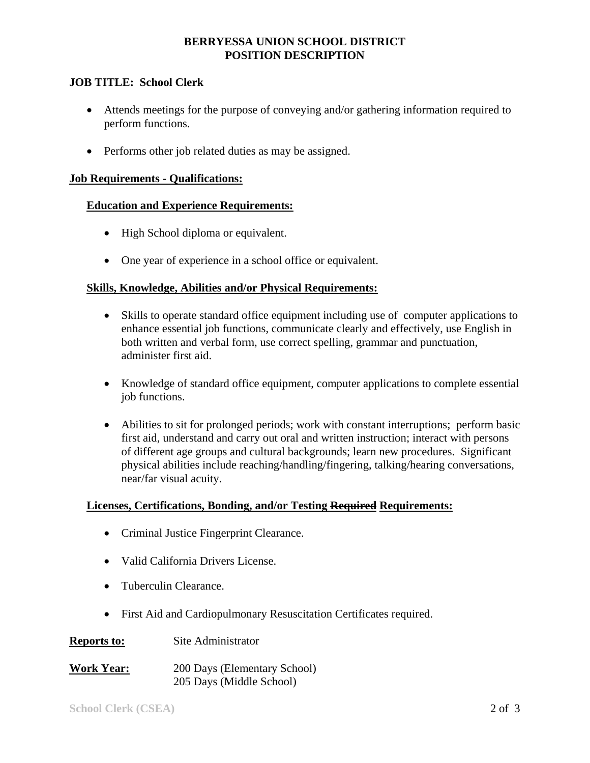**BERRYESSA UNION SCHOOL DISTRICT**
**POSITION DESCRIPTION**

**JOB TITLE: School Clerk**

- Attends meetings for the purpose of conveying and/or gathering information required to perform functions.
- Performs other job related duties as may be assigned.

## Job Requirements - Qualifications:

### Education and Experience Requirements:

- High School diploma or equivalent.
- One year of experience in a school office or equivalent.

### Skills, Knowledge, Abilities and/or Physical Requirements:

- Skills to operate standard office equipment including use of computer applications to enhance essential job functions, communicate clearly and effectively, use English in both written and verbal form, use correct spelling, grammar and punctuation, administer first aid.
- Knowledge of standard office equipment, computer applications to complete essential job functions.
- Abilities to sit for prolonged periods; work with constant interruptions; perform basic first aid, understand and carry out oral and written instruction; interact with persons of different age groups and cultural backgrounds; learn new procedures. Significant physical abilities include reaching/handling/fingering, talking/hearing conversations, near/far visual acuity.

### Licenses, Certifications, Bonding, and/or Testing ~~Required~~ Requirements:

- Criminal Justice Fingerprint Clearance.
- Valid California Drivers License.
- Tuberculin Clearance.
- First Aid and Cardiopulmonary Resuscitation Certificates required.

**Reports to:** Site Administrator

**Work Year:** 200 Days (Elementary School)
205 Days (Middle School)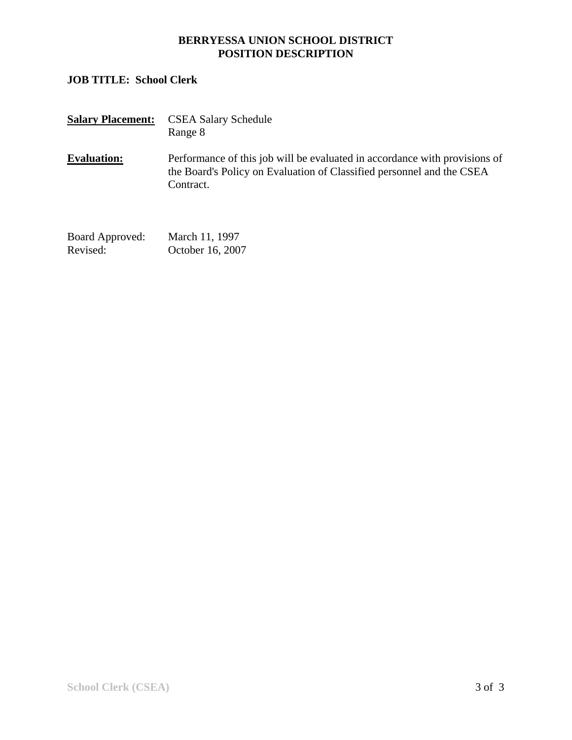**BERRYESSA UNION SCHOOL DISTRICT**
**POSITION DESCRIPTION**

**JOB TITLE: School Clerk**

**Salary Placement:** CSEA Salary Schedule
Range 8

**Evaluation:** Performance of this job will be evaluated in accordance with provisions of the Board's Policy on Evaluation of Classified personnel and the CSEA Contract.

Board Approved: March 11, 1997
Revised: October 16, 2007